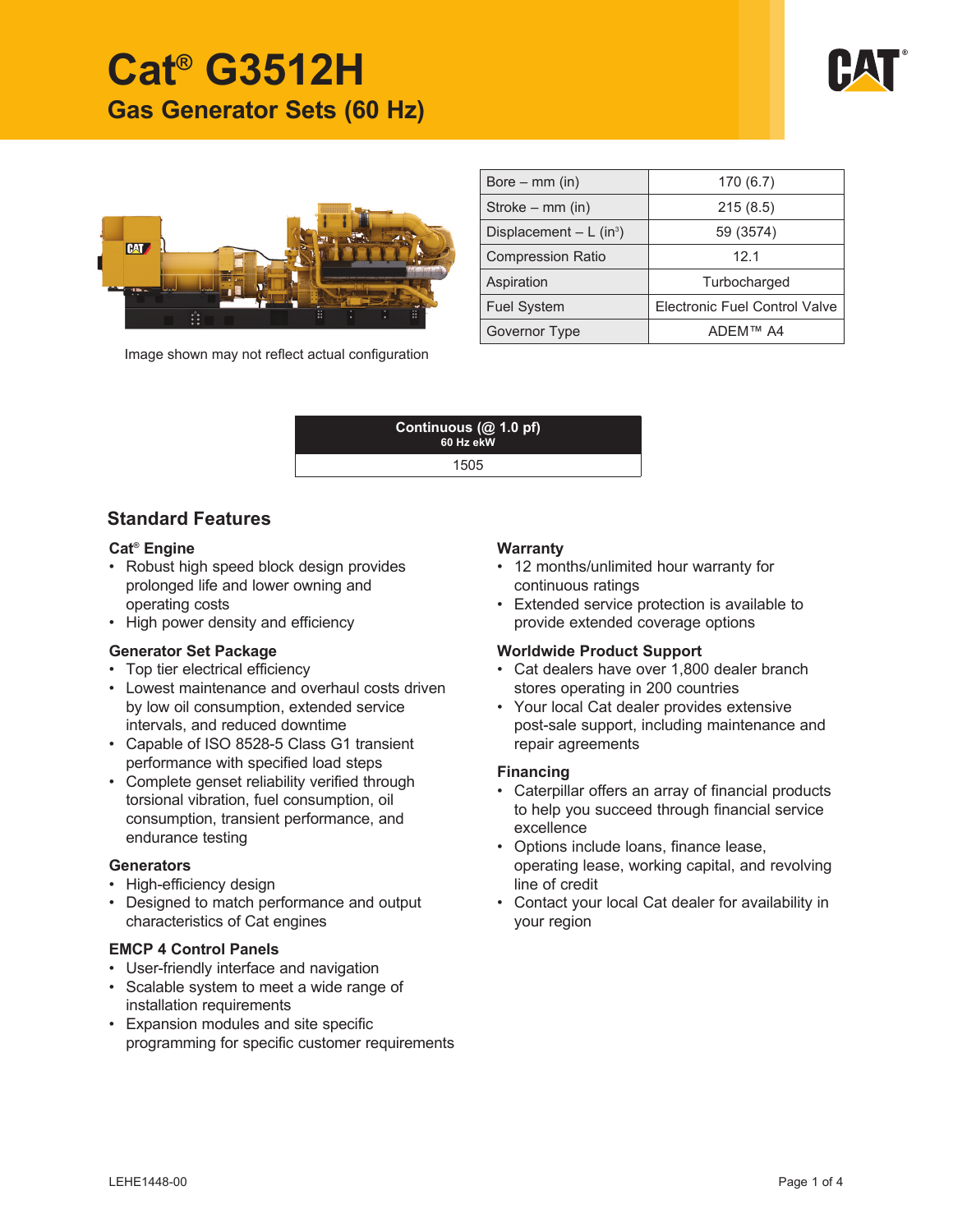# Cat® G3512H

## Gas Generator Sets (60 Hz)

Image shown may not reflect actual configuration

| Bore – mm (in) | 170 (6.7) |
|---|---|
| Stroke – mm (in) | 215 (8.5) |
| Displacement – L (in³) | 59 (3574) |
| Compression Ratio | 12.1 |
| Aspiration | Turbocharged |
| Fuel System | Electronic Fuel Control Valve |
| Governor Type | ADEM™ A4 |

| Continuous (@ 1.0 pf) 60 Hz ekW |
|---|
| 1505 |

## Standard Features

### Cat® Engine

- Robust high speed block design provides prolonged life and lower owning and operating costs
- High power density and efficiency

### Generator Set Package

- Top tier electrical efficiency
- Lowest maintenance and overhaul costs driven by low oil consumption, extended service intervals, and reduced downtime
- Capable of ISO 8528-5 Class G1 transient performance with specified load steps
- Complete genset reliability verified through torsional vibration, fuel consumption, oil consumption, transient performance, and endurance testing

### Generators

- High-efficiency design
- Designed to match performance and output characteristics of Cat engines

### EMCP 4 Control Panels

- User-friendly interface and navigation
- Scalable system to meet a wide range of installation requirements
- Expansion modules and site specific programming for specific customer requirements

### Warranty

- 12 months/unlimited hour warranty for continuous ratings
- Extended service protection is available to provide extended coverage options

### Worldwide Product Support

- Cat dealers have over 1,800 dealer branch stores operating in 200 countries
- Your local Cat dealer provides extensive post-sale support, including maintenance and repair agreements

### Financing

- Caterpillar offers an array of financial products to help you succeed through financial service excellence
- Options include loans, finance lease, operating lease, working capital, and revolving line of credit
- Contact your local Cat dealer for availability in your region

LEHE1448-00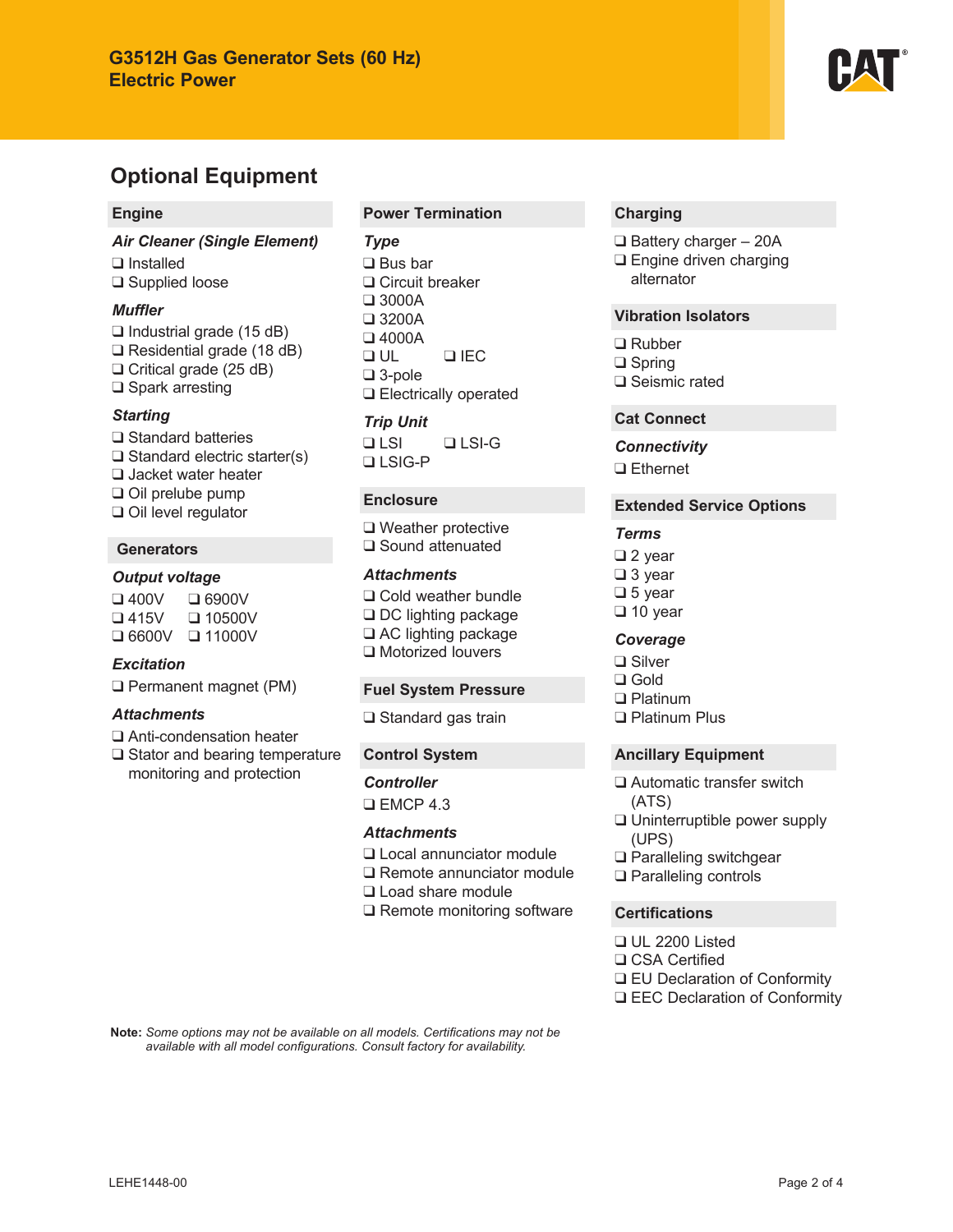# Optional Equipment

## Engine

### *Air Cleaner (Single Element)*

- ❑ Installed
- ❑ Supplied loose

### *Muffler*

- ❑ Industrial grade (15 dB)
- ❑ Residential grade (18 dB)
- ❑ Critical grade (25 dB)
- ❑ Spark arresting

### *Starting*

- ❑ Standard batteries
- ❑ Standard electric starter(s)
- ❑ Jacket water heater
- ❑ Oil prelube pump
- ❑ Oil level regulator

## Generators

### *Output voltage*

- ❑ 400V
- ❑ 415V
- ❑ 6600V
- ❑ 6900V
- ❑ 10500V
- ❑ 11000V

### *Excitation*

- ❑ Permanent magnet (PM)

### *Attachments*

- ❑ Anti-condensation heater
- ❑ Stator and bearing temperature monitoring and protection

## Power Termination

### *Type*

- ❑ Bus bar
- ❑ Circuit breaker
- ❑ 3000A
- ❑ 3200A
- ❑ 4000A
- ❑ UL
- ❑ IEC
- ❑ 3-pole
- ❑ Electrically operated

### *Trip Unit*

- ❑ LSI
- ❑ LSI-G
- ❑ LSIG-P

## Enclosure

- ❑ Weather protective
- ❑ Sound attenuated

### *Attachments*

- ❑ Cold weather bundle
- ❑ DC lighting package
- ❑ AC lighting package
- ❑ Motorized louvers

## Fuel System Pressure

- ❑ Standard gas train

## Control System

### *Controller*

- ❑ EMCP 4.3

### *Attachments*

- ❑ Local annunciator module
- ❑ Remote annunciator module
- ❑ Load share module
- ❑ Remote monitoring software

## Charging

- ❑ Battery charger – 20A
- ❑ Engine driven charging alternator

## Vibration Isolators

- ❑ Rubber
- ❑ Spring
- ❑ Seismic rated

## Cat Connect

### *Connectivity*

- ❑ Ethernet

## Extended Service Options

### *Terms*

- ❑ 2 year
- ❑ 3 year
- ❑ 5 year
- ❑ 10 year

### *Coverage*

- ❑ Silver
- ❑ Gold
- ❑ Platinum
- ❑ Platinum Plus

## Ancillary Equipment

- ❑ Automatic transfer switch (ATS)
- ❑ Uninterruptible power supply (UPS)
- ❑ Paralleling switchgear
- ❑ Paralleling controls

## Certifications

- ❑ UL 2200 Listed
- ❑ CSA Certified
- ❑ EU Declaration of Conformity
- ❑ EEC Declaration of Conformity

**Note:** *Some options may not be available on all models. Certifications may not be available with all model configurations. Consult factory for availability.*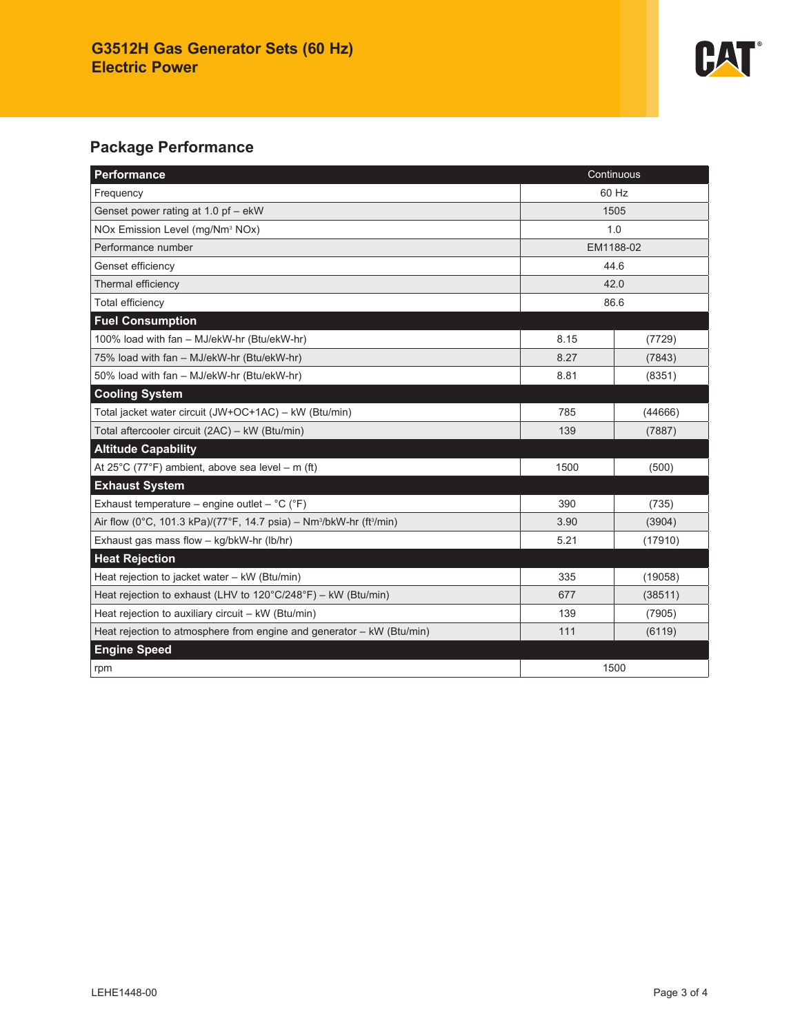# G3512H Gas Generator Sets (60 Hz)
## Electric Power

## Package Performance

| Performance | Continuous | |
|---|---|---|
| Frequency | 60 Hz | |
| Genset power rating at 1.0 pf – ekW | 1505 | |
| NOx Emission Level (mg/Nm³ NOx) | 1.0 | |
| Performance number | EM1188-02 | |
| Genset efficiency | 44.6 | |
| Thermal efficiency | 42.0 | |
| Total efficiency | 86.6 | |
| **Fuel Consumption** | | |
| 100% load with fan – MJ/ekW-hr (Btu/ekW-hr) | 8.15 | (7729) |
| 75% load with fan – MJ/ekW-hr (Btu/ekW-hr) | 8.27 | (7843) |
| 50% load with fan – MJ/ekW-hr (Btu/ekW-hr) | 8.81 | (8351) |
| **Cooling System** | | |
| Total jacket water circuit (JW+OC+1AC) – kW (Btu/min) | 785 | (44666) |
| Total aftercooler circuit (2AC) – kW (Btu/min) | 139 | (7887) |
| **Altitude Capability** | | |
| At 25°C (77°F) ambient, above sea level – m (ft) | 1500 | (500) |
| **Exhaust System** | | |
| Exhaust temperature – engine outlet – °C (°F) | 390 | (735) |
| Air flow (0°C, 101.3 kPa)/(77°F, 14.7 psia) – Nm³/bkW-hr (ft³/min) | 3.90 | (3904) |
| Exhaust gas mass flow – kg/bkW-hr (lb/hr) | 5.21 | (17910) |
| **Heat Rejection** | | |
| Heat rejection to jacket water – kW (Btu/min) | 335 | (19058) |
| Heat rejection to exhaust (LHV to 120°C/248°F) – kW (Btu/min) | 677 | (38511) |
| Heat rejection to auxiliary circuit – kW (Btu/min) | 139 | (7905) |
| Heat rejection to atmosphere from engine and generator – kW (Btu/min) | 111 | (6119) |
| **Engine Speed** | | |
| rpm | 1500 | |

LEHE1448-00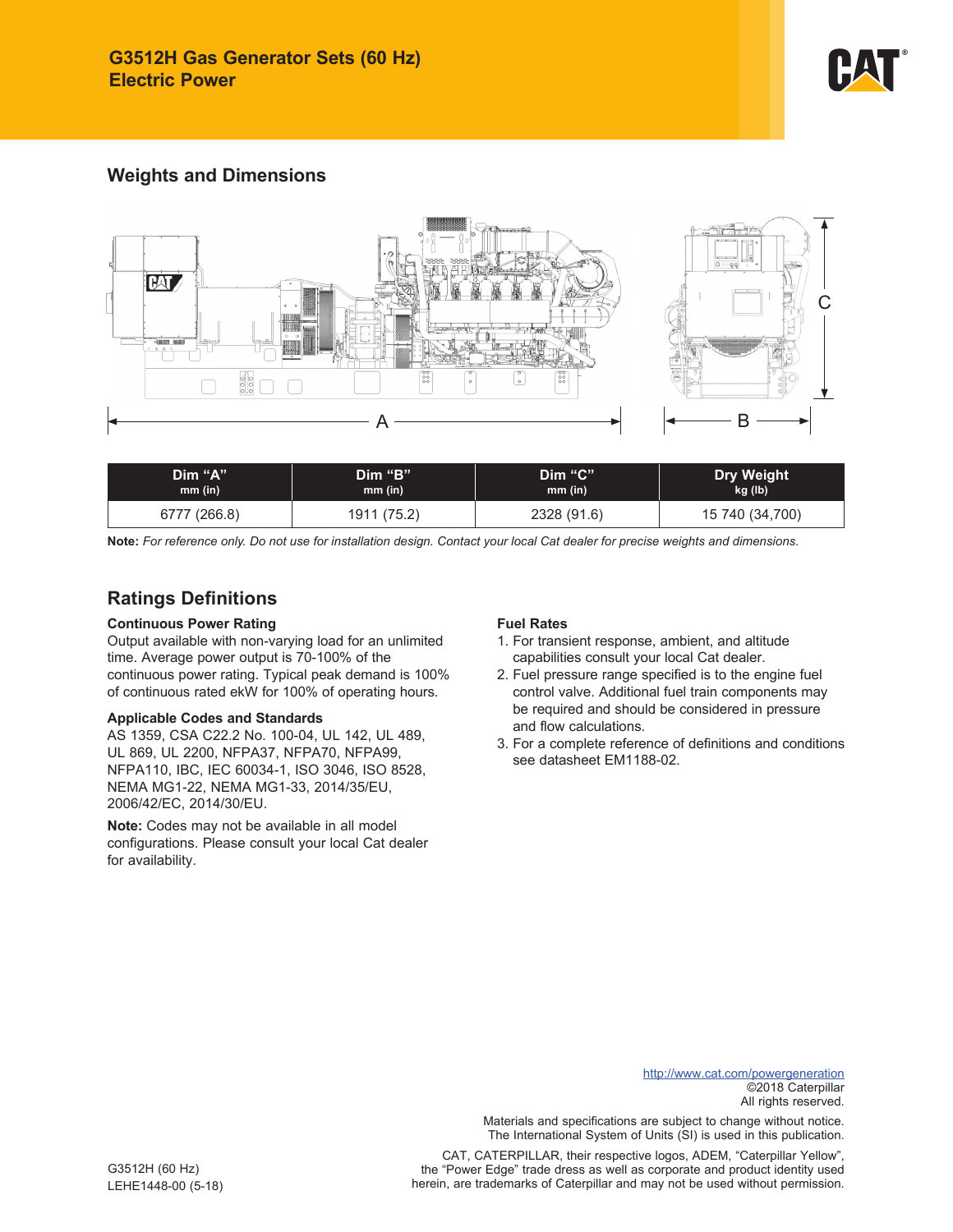# G3512H Gas Generator Sets (60 Hz)
## Electric Power

## Weights and Dimensions

A

B

C

| Dim "A" mm (in) | Dim "B" mm (in) | Dim "C" mm (in) | Dry Weight kg (lb) |
|---|---|---|---|
| 6777 (266.8) | 1911 (75.2) | 2328 (91.6) | 15 740 (34,700) |

**Note:** *For reference only. Do not use for installation design. Contact your local Cat dealer for precise weights and dimensions.*

## Ratings Definitions

**Continuous Power Rating**

Output available with non-varying load for an unlimited time. Average power output is 70-100% of the continuous power rating. Typical peak demand is 100% of continuous rated ekW for 100% of operating hours.

**Applicable Codes and Standards**

AS 1359, CSA C22.2 No. 100-04, UL 142, UL 489, UL 869, UL 2200, NFPA37, NFPA70, NFPA99, NFPA110, IBC, IEC 60034-1, ISO 3046, ISO 8528, NEMA MG1-22, NEMA MG1-33, 2014/35/EU, 2006/42/EC, 2014/30/EU.

**Note:** Codes may not be available in all model configurations. Please consult your local Cat dealer for availability.

**Fuel Rates**

1. For transient response, ambient, and altitude capabilities consult your local Cat dealer.
2. Fuel pressure range specified is to the engine fuel control valve. Additional fuel train components may be required and should be considered in pressure and flow calculations.
3. For a complete reference of definitions and conditions see datasheet EM1188-02.

http://www.cat.com/powergeneration
©2018 Caterpillar
All rights reserved.

Materials and specifications are subject to change without notice.
The International System of Units (SI) is used in this publication.

CAT, CATERPILLAR, their respective logos, ADEM, "Caterpillar Yellow", the "Power Edge" trade dress as well as corporate and product identity used herein, are trademarks of Caterpillar and may not be used without permission.

G3512H (60 Hz)
LEHE1448-00 (5-18)